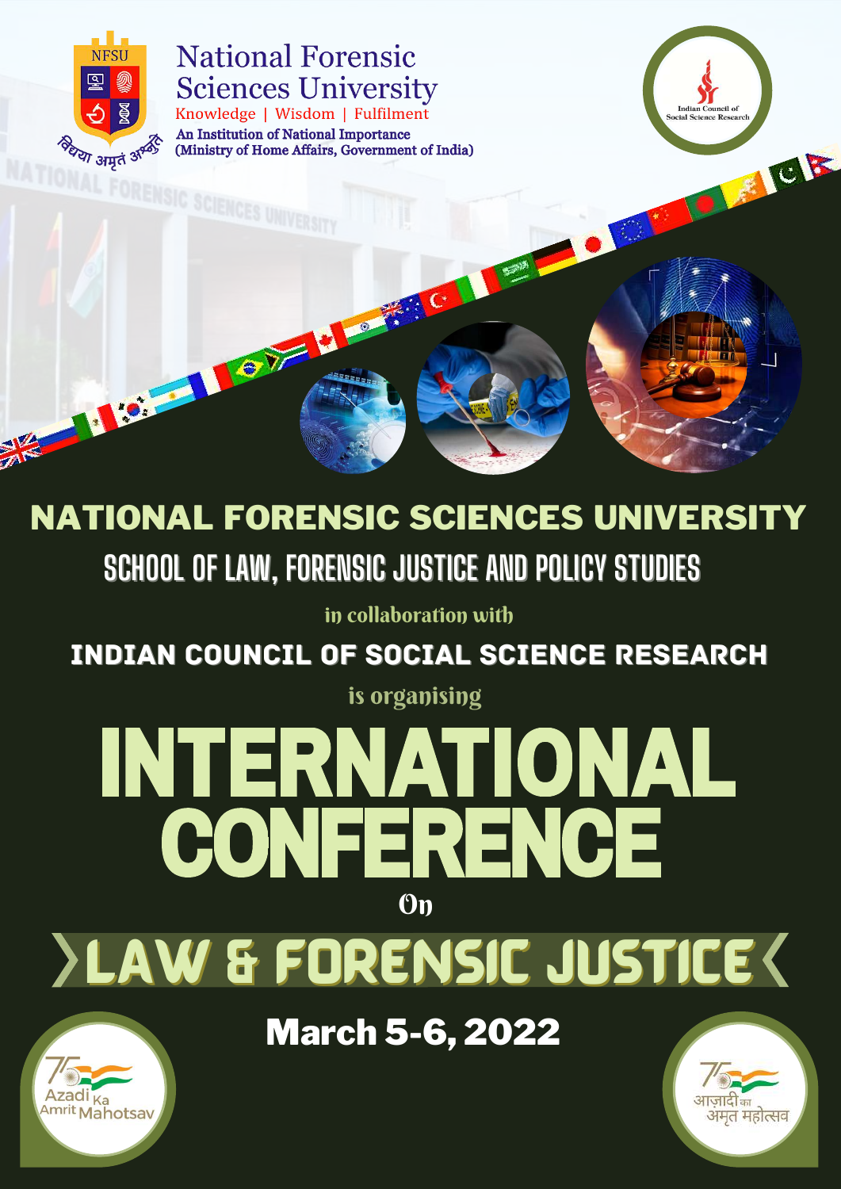National Forensic Sciences University

Knowledge | Wisdom | Fulfilment

An Institution of National Importance
(Ministry of Home Affairs, Government of India)

Indian Council of Social Science Research

# NATIONAL FORENSIC SCIENCES UNIVERSITY

## SCHOOL OF LAW, FORENSIC JUSTICE AND POLICY STUDIES

in collaboration with

## INDIAN COUNCIL OF SOCIAL SCIENCE RESEARCH

is organising

# INTERNATIONAL CONFERENCE

On

# LAW & FORENSIC JUSTICE

**March 5-6, 2022**

Azadi Ka Amrit Mahotsav

आज़ादी का अमृत महोत्सव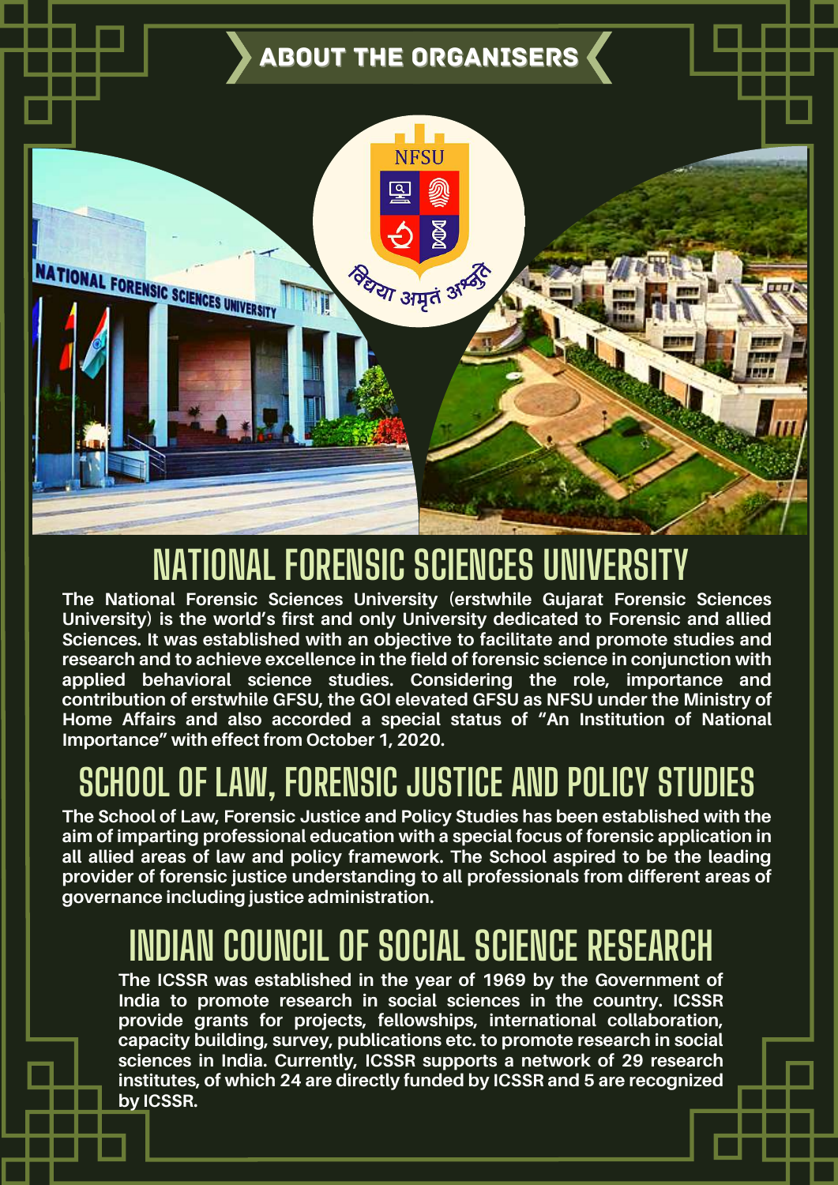# ABOUT THE ORGANISERS

## NATIONAL FORENSIC SCIENCES UNIVERSITY

**The National Forensic Sciences University (erstwhile Gujarat Forensic Sciences University) is the world's first and only University dedicated to Forensic and allied Sciences. It was established with an objective to facilitate and promote studies and research and to achieve excellence in the field of forensic science in conjunction with applied behavioral science studies. Considering the role, importance and contribution of erstwhile GFSU, the GOI elevated GFSU as NFSU under the Ministry of Home Affairs and also accorded a special status of "An Institution of National Importance" with effect from October 1, 2020.**

## SCHOOL OF LAW, FORENSIC JUSTICE AND POLICY STUDIES

**The School of Law, Forensic Justice and Policy Studies has been established with the aim of imparting professional education with a special focus of forensic application in all allied areas of law and policy framework. The School aspired to be the leading provider of forensic justice understanding to all professionals from different areas of governance including justice administration.**

## INDIAN COUNCIL OF SOCIAL SCIENCE RESEARCH

**The ICSSR was established in the year of 1969 by the Government of India to promote research in social sciences in the country. ICSSR provide grants for projects, fellowships, international collaboration, capacity building, survey, publications etc. to promote research in social sciences in India. Currently, ICSSR supports a network of 29 research institutes, of which 24 are directly funded by ICSSR and 5 are recognized by ICSSR.**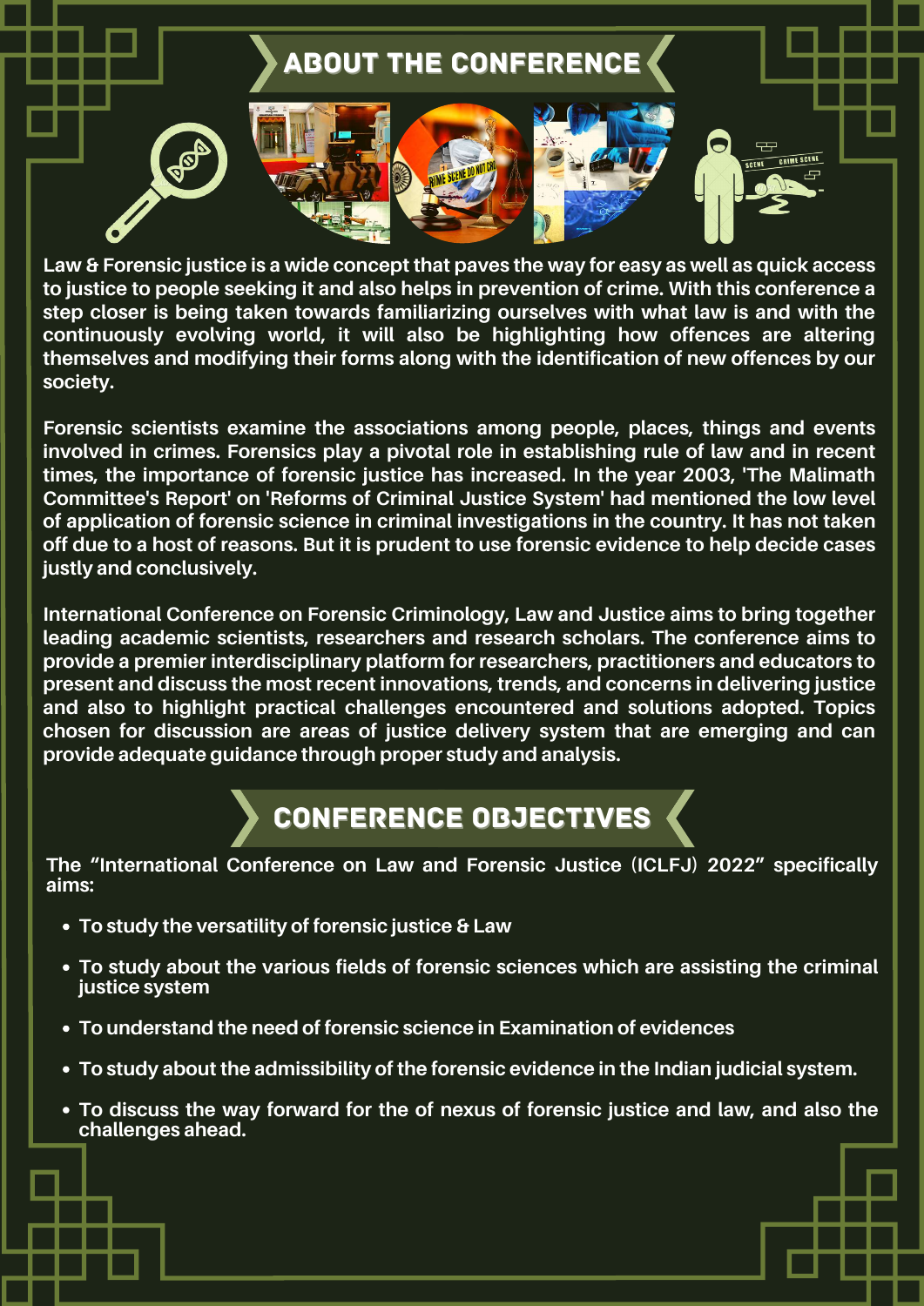## ABOUT THE CONFERENCE

Law & Forensic justice is a wide concept that paves the way for easy as well as quick access to justice to people seeking it and also helps in prevention of crime. With this conference a step closer is being taken towards familiarizing ourselves with what law is and with the continuously evolving world, it will also be highlighting how offences are altering themselves and modifying their forms along with the identification of new offences by our society.

Forensic scientists examine the associations among people, places, things and events involved in crimes. Forensics play a pivotal role in establishing rule of law and in recent times, the importance of forensic justice has increased. In the year 2003, 'The Malimath Committee's Report' on 'Reforms of Criminal Justice System' had mentioned the low level of application of forensic science in criminal investigations in the country. It has not taken off due to a host of reasons. But it is prudent to use forensic evidence to help decide cases justly and conclusively.

International Conference on Forensic Criminology, Law and Justice aims to bring together leading academic scientists, researchers and research scholars. The conference aims to provide a premier interdisciplinary platform for researchers, practitioners and educators to present and discuss the most recent innovations, trends, and concerns in delivering justice and also to highlight practical challenges encountered and solutions adopted. Topics chosen for discussion are areas of justice delivery system that are emerging and can provide adequate guidance through proper study and analysis.

## CONFERENCE OBJECTIVES

The "International Conference on Law and Forensic Justice (ICLFJ) 2022" specifically aims:

- To study the versatility of forensic justice & Law
- To study about the various fields of forensic sciences which are assisting the criminal justice system
- To understand the need of forensic science in Examination of evidences
- To study about the admissibility of the forensic evidence in the Indian judicial system.
- To discuss the way forward for the of nexus of forensic justice and law, and also the challenges ahead.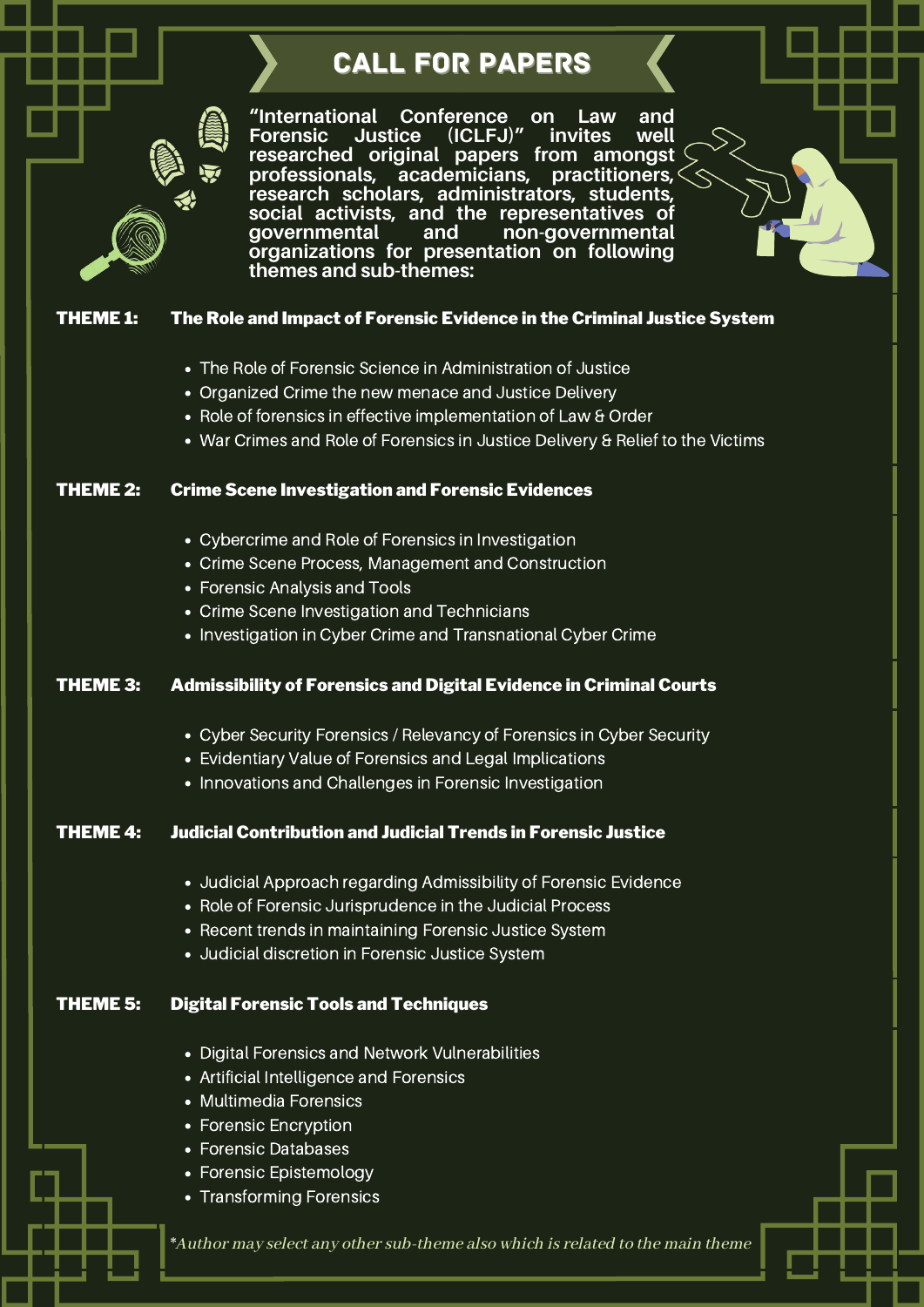# CALL FOR PAPERS

"International Conference on Law and Forensic Justice (ICLFJ)" invites well researched original papers from amongst professionals, academicians, practitioners, research scholars, administrators, students, social activists, and the representatives of governmental and non-governmental organizations for presentation on following themes and sub-themes:

**THEME 1: The Role and Impact of Forensic Evidence in the Criminal Justice System**

- The Role of Forensic Science in Administration of Justice
- Organized Crime the new menace and Justice Delivery
- Role of forensics in effective implementation of Law & Order
- War Crimes and Role of Forensics in Justice Delivery & Relief to the Victims

**THEME 2: Crime Scene Investigation and Forensic Evidences**

- Cybercrime and Role of Forensics in Investigation
- Crime Scene Process, Management and Construction
- Forensic Analysis and Tools
- Crime Scene Investigation and Technicians
- Investigation in Cyber Crime and Transnational Cyber Crime

**THEME 3: Admissibility of Forensics and Digital Evidence in Criminal Courts**

- Cyber Security Forensics / Relevancy of Forensics in Cyber Security
- Evidentiary Value of Forensics and Legal Implications
- Innovations and Challenges in Forensic Investigation

**THEME 4: Judicial Contribution and Judicial Trends in Forensic Justice**

- Judicial Approach regarding Admissibility of Forensic Evidence
- Role of Forensic Jurisprudence in the Judicial Process
- Recent trends in maintaining Forensic Justice System
- Judicial discretion in Forensic Justice System

**THEME 5: Digital Forensic Tools and Techniques**

- Digital Forensics and Network Vulnerabilities
- Artificial Intelligence and Forensics
- Multimedia Forensics
- Forensic Encryption
- Forensic Databases
- Forensic Epistemology
- Transforming Forensics

*\*Author may select any other sub-theme also which is related to the main theme*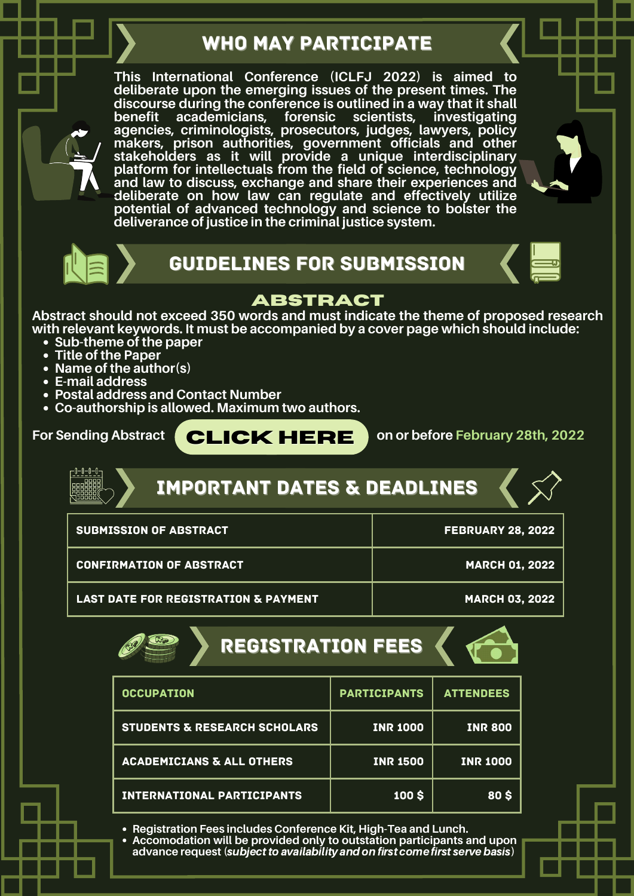## WHO MAY PARTICIPATE

This International Conference (ICLFJ 2022) is aimed to deliberate upon the emerging issues of the present times. The discourse during the conference is outlined in a way that it shall benefit academicians, forensic scientists, investigating agencies, criminologists, prosecutors, judges, lawyers, policy makers, prison authorities, government officials and other stakeholders as it will provide a unique interdisciplinary platform for intellectuals from the field of science, technology and law to discuss, exchange and share their experiences and deliberate on how law can regulate and effectively utilize potential of advanced technology and science to bolster the deliverance of justice in the criminal justice system.

## GUIDELINES FOR SUBMISSION

### ABSTRACT

Abstract should not exceed 350 words and must indicate the theme of proposed research with relevant keywords. It must be accompanied by a cover page which should include:

- Sub-theme of the paper
- Title of the Paper
- Name of the author(s)
- E-mail address
- Postal address and Contact Number
- Co-authorship is allowed. Maximum two authors.

For Sending Abstract **CLICK HERE** on or before February 28th, 2022

## IMPORTANT DATES & DEADLINES

| | |
|---|---|
| SUBMISSION OF ABSTRACT | FEBRUARY 28, 2022 |
| CONFIRMATION OF ABSTRACT | MARCH 01, 2022 |
| LAST DATE FOR REGISTRATION & PAYMENT | MARCH 03, 2022 |

## REGISTRATION FEES

| OCCUPATION | PARTICIPANTS | ATTENDEES |
|---|---|---|
| STUDENTS & RESEARCH SCHOLARS | INR 1000 | INR 800 |
| ACADEMICIANS & ALL OTHERS | INR 1500 | INR 1000 |
| INTERNATIONAL PARTICIPANTS | 100 $ | 80 $ |

- Registration Fees includes Conference Kit, High-Tea and Lunch.
- Accomodation will be provided only to outstation participants and upon advance request (*subject to availability and on first come first serve basis*)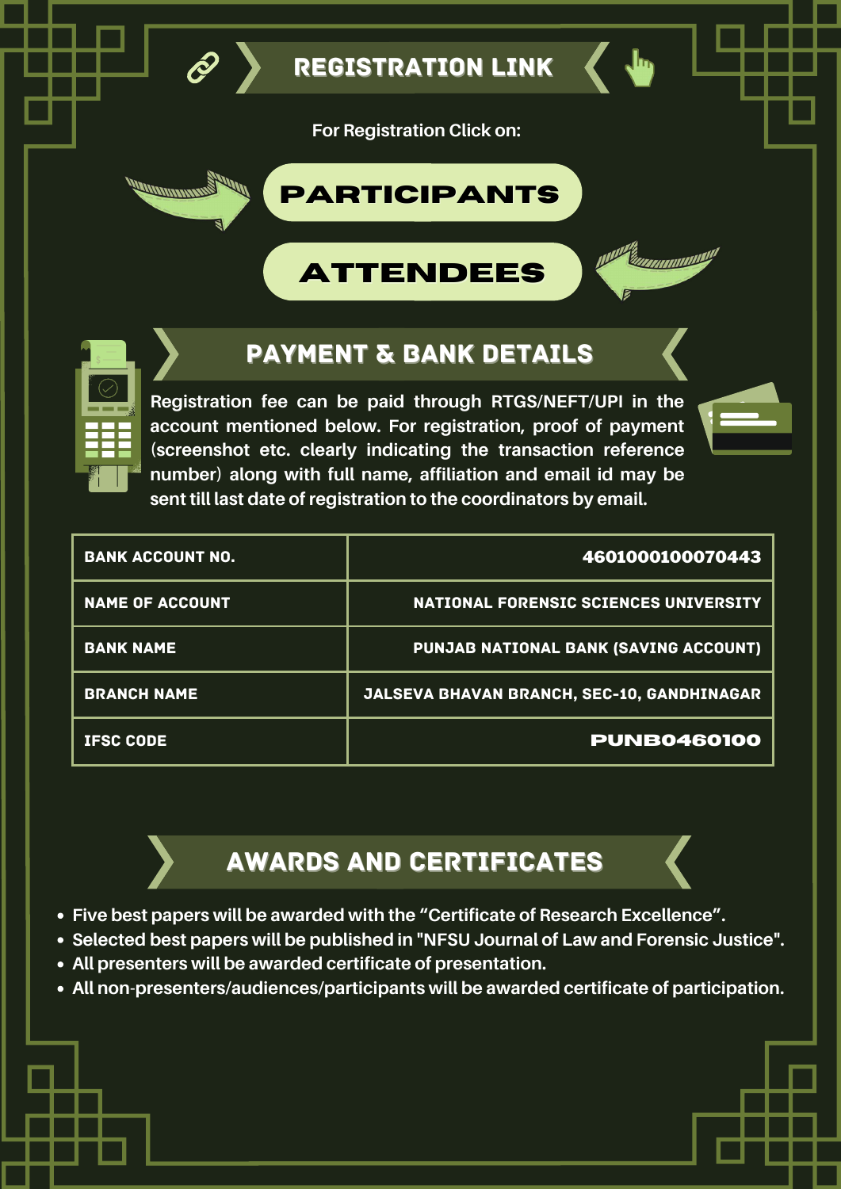## REGISTRATION LINK

For Registration Click on:

**PARTICIPANTS**

**ATTENDEES**

## PAYMENT & BANK DETAILS

Registration fee can be paid through RTGS/NEFT/UPI in the account mentioned below. For registration, proof of payment (screenshot etc. clearly indicating the transaction reference number) along with full name, affiliation and email id may be sent till last date of registration to the coordinators by email.

| | |
|---|---|
| BANK ACCOUNT NO. | 4601000100070443 |
| NAME OF ACCOUNT | NATIONAL FORENSIC SCIENCES UNIVERSITY |
| BANK NAME | PUNJAB NATIONAL BANK (SAVING ACCOUNT) |
| BRANCH NAME | JALSEVA BHAVAN BRANCH, SEC-10, GANDHINAGAR |
| IFSC CODE | PUNB0460100 |

## AWARDS AND CERTIFICATES

- Five best papers will be awarded with the “Certificate of Research Excellence”.
- Selected best papers will be published in "NFSU Journal of Law and Forensic Justice".
- All presenters will be awarded certificate of presentation.
- All non-presenters/audiences/participants will be awarded certificate of participation.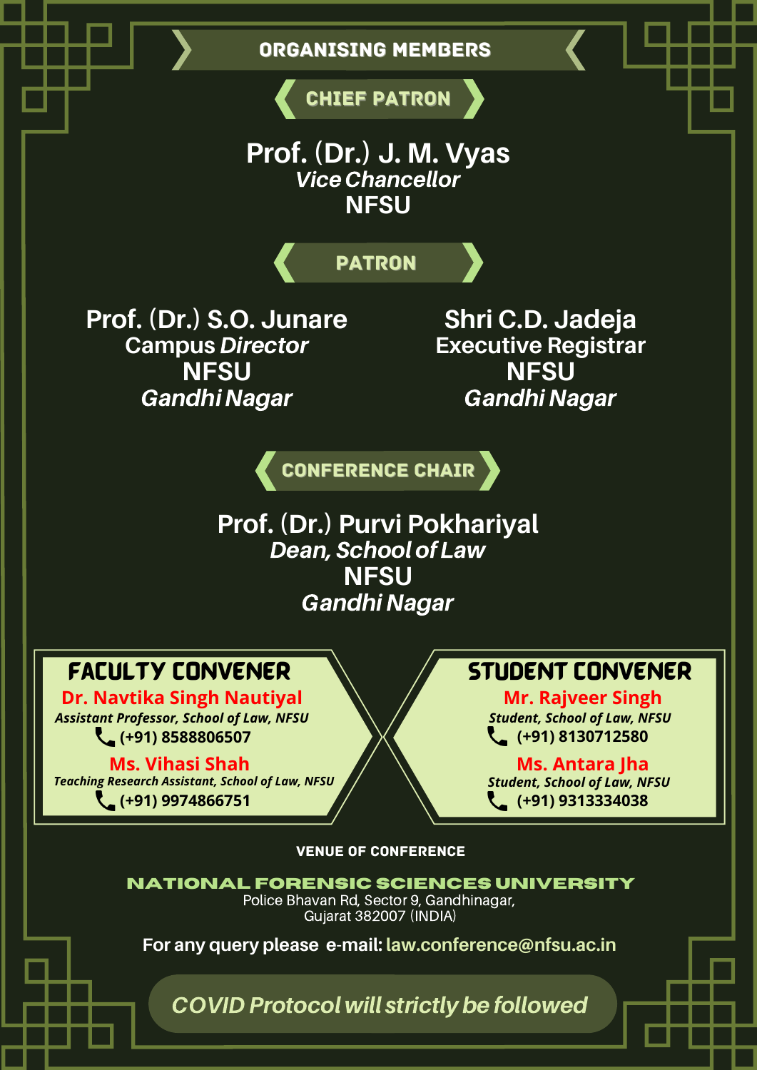# ORGANISING MEMBERS

## CHIEF PATRON

**Prof. (Dr.) J. M. Vyas**
*Vice Chancellor*
NFSU

## PATRON

**Prof. (Dr.) S.O. Junare**
Campus *Director*
NFSU
*Gandhi Nagar*

**Shri C.D. Jadeja**
Executive Registrar
NFSU
*Gandhi Nagar*

## CONFERENCE CHAIR

**Prof. (Dr.) Purvi Pokhariyal**
*Dean, School of Law*
NFSU
*Gandhi Nagar*

### FACULTY CONVENER

**Dr. Navtika Singh Nautiyal**
*Assistant Professor, School of Law, NFSU*
(+91) 8588806507

**Ms. Vihasi Shah**
*Teaching Research Assistant, School of Law, NFSU*
(+91) 9974866751

### STUDENT CONVENER

**Mr. Rajveer Singh**
*Student, School of Law, NFSU*
(+91) 8130712580

**Ms. Antara Jha**
*Student, School of Law, NFSU*
(+91) 9313334038

**VENUE OF CONFERENCE**

**NATIONAL FORENSIC SCIENCES UNIVERSITY**
Police Bhavan Rd, Sector 9, Gandhinagar,
Gujarat 382007 (INDIA)

For any query please e-mail: law.conference@nfsu.ac.in

*COVID Protocol will strictly be followed*